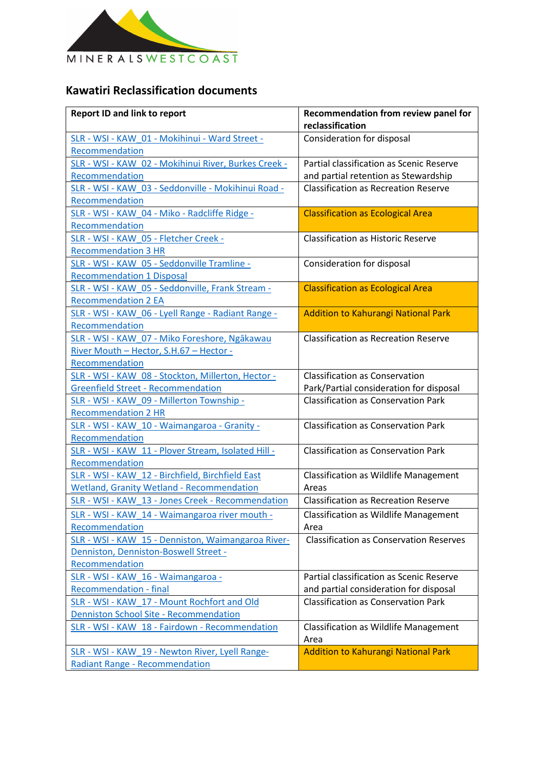MINERALSWESTCOAST

## Kawatiri Reclassification documents

| Report ID and link to report | Recommendation from review panel for reclassification |
|---|---|
| SLR - WSI - KAW_01 - Mokihinui - Ward Street - Recommendation | Consideration for disposal |
| SLR - WSI - KAW_02 - Mokihinui River, Burkes Creek - Recommendation | Partial classification as Scenic Reserve and partial retention as Stewardship |
| SLR - WSI - KAW_03 - Seddonville - Mokihinui Road - Recommendation | Classification as Recreation Reserve |
| SLR - WSI - KAW_04 - Miko - Radcliffe Ridge - Recommendation | Classification as Ecological Area |
| SLR - WSI - KAW_05 - Fletcher Creek - Recommendation 3 HR | Classification as Historic Reserve |
| SLR - WSI - KAW_05 - Seddonville Tramline - Recommendation 1 Disposal | Consideration for disposal |
| SLR - WSI - KAW_05 - Seddonville, Frank Stream - Recommendation 2 EA | Classification as Ecological Area |
| SLR - WSI - KAW_06 - Lyell Range - Radiant Range - Recommendation | Addition to Kahurangi National Park |
| SLR - WSI - KAW_07 - Miko Foreshore, Ngākawau River Mouth – Hector, S.H.67 – Hector - Recommendation | Classification as Recreation Reserve |
| SLR - WSI - KAW_08 - Stockton, Millerton, Hector - Greenfield Street - Recommendation | Classification as Conservation Park/Partial consideration for disposal |
| SLR - WSI - KAW_09 - Millerton Township - Recommendation 2 HR | Classification as Conservation Park |
| SLR - WSI - KAW_10 - Waimangaroa - Granity - Recommendation | Classification as Conservation Park |
| SLR - WSI - KAW_11 - Plover Stream, Isolated Hill - Recommendation | Classification as Conservation Park |
| SLR - WSI - KAW_12 - Birchfield, Birchfield East Wetland, Granity Wetland - Recommendation | Classification as Wildlife Management Areas |
| SLR - WSI - KAW_13 - Jones Creek - Recommendation | Classification as Recreation Reserve |
| SLR - WSI - KAW_14 - Waimangaroa river mouth - Recommendation | Classification as Wildlife Management Area |
| SLR - WSI - KAW_15 - Denniston, Waimangaroa River-Denniston, Denniston-Boswell Street - Recommendation | Classification as Conservation Reserves |
| SLR - WSI - KAW_16 - Waimangaroa - Recommendation - final | Partial classification as Scenic Reserve and partial consideration for disposal |
| SLR - WSI - KAW_17 - Mount Rochfort and Old Denniston School Site - Recommendation | Classification as Conservation Park |
| SLR - WSI - KAW_18 - Fairdown - Recommendation | Classification as Wildlife Management Area |
| SLR - WSI - KAW_19 - Newton River, Lyell Range-Radiant Range - Recommendation | Addition to Kahurangi National Park |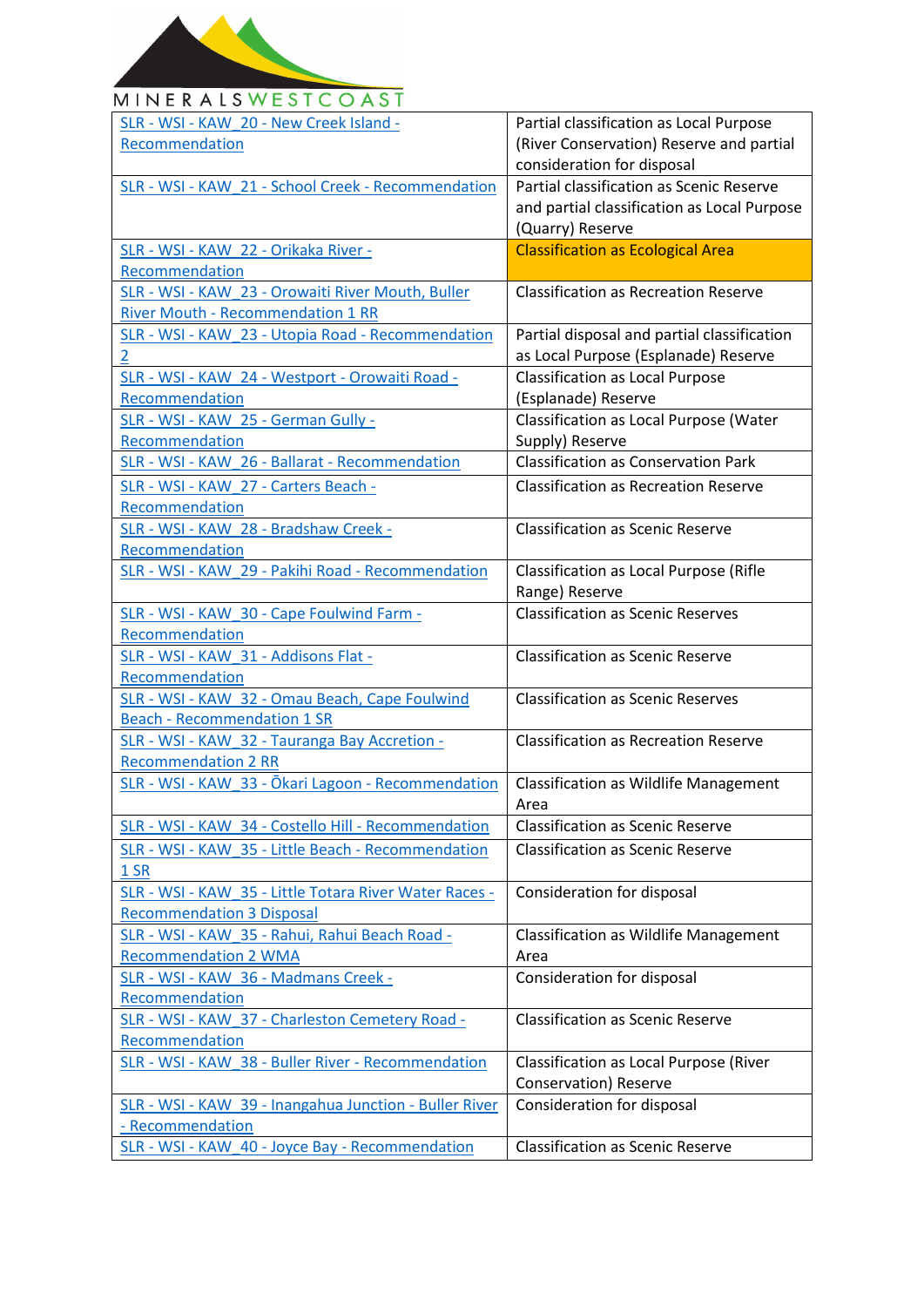| | |
|---|---|
| SLR - WSI - KAW_20 - New Creek Island - Recommendation | Partial classification as Local Purpose (River Conservation) Reserve and partial consideration for disposal |
| SLR - WSI - KAW_21 - School Creek - Recommendation | Partial classification as Scenic Reserve and partial classification as Local Purpose (Quarry) Reserve |
| SLR - WSI - KAW_22 - Orikaka River - Recommendation | Classification as Ecological Area |
| SLR - WSI - KAW_23 - Orowaiti River Mouth, Buller River Mouth - Recommendation 1 RR | Classification as Recreation Reserve |
| SLR - WSI - KAW_23 - Utopia Road - Recommendation 2 | Partial disposal and partial classification as Local Purpose (Esplanade) Reserve |
| SLR - WSI - KAW_24 - Westport - Orowaiti Road - Recommendation | Classification as Local Purpose (Esplanade) Reserve |
| SLR - WSI - KAW_25 - German Gully - Recommendation | Classification as Local Purpose (Water Supply) Reserve |
| SLR - WSI - KAW_26 - Ballarat - Recommendation | Classification as Conservation Park |
| SLR - WSI - KAW_27 - Carters Beach - Recommendation | Classification as Recreation Reserve |
| SLR - WSI - KAW_28 - Bradshaw Creek - Recommendation | Classification as Scenic Reserve |
| SLR - WSI - KAW_29 - Pakihi Road - Recommendation | Classification as Local Purpose (Rifle Range) Reserve |
| SLR - WSI - KAW_30 - Cape Foulwind Farm - Recommendation | Classification as Scenic Reserves |
| SLR - WSI - KAW_31 - Addisons Flat - Recommendation | Classification as Scenic Reserve |
| SLR - WSI - KAW_32 - Omau Beach, Cape Foulwind Beach - Recommendation 1 SR | Classification as Scenic Reserves |
| SLR - WSI - KAW_32 - Tauranga Bay Accretion - Recommendation 2 RR | Classification as Recreation Reserve |
| SLR - WSI - KAW_33 - Ōkari Lagoon - Recommendation | Classification as Wildlife Management Area |
| SLR - WSI - KAW_34 - Costello Hill - Recommendation | Classification as Scenic Reserve |
| SLR - WSI - KAW_35 - Little Beach - Recommendation 1 SR | Classification as Scenic Reserve |
| SLR - WSI - KAW_35 - Little Totara River Water Races - Recommendation 3 Disposal | Consideration for disposal |
| SLR - WSI - KAW_35 - Rahui, Rahui Beach Road - Recommendation 2 WMA | Classification as Wildlife Management Area |
| SLR - WSI - KAW_36 - Madmans Creek - Recommendation | Consideration for disposal |
| SLR - WSI - KAW_37 - Charleston Cemetery Road - Recommendation | Classification as Scenic Reserve |
| SLR - WSI - KAW_38 - Buller River - Recommendation | Classification as Local Purpose (River Conservation) Reserve |
| SLR - WSI - KAW_39 - Inangahua Junction - Buller River - Recommendation | Consideration for disposal |
| SLR - WSI - KAW_40 - Joyce Bay - Recommendation | Classification as Scenic Reserve |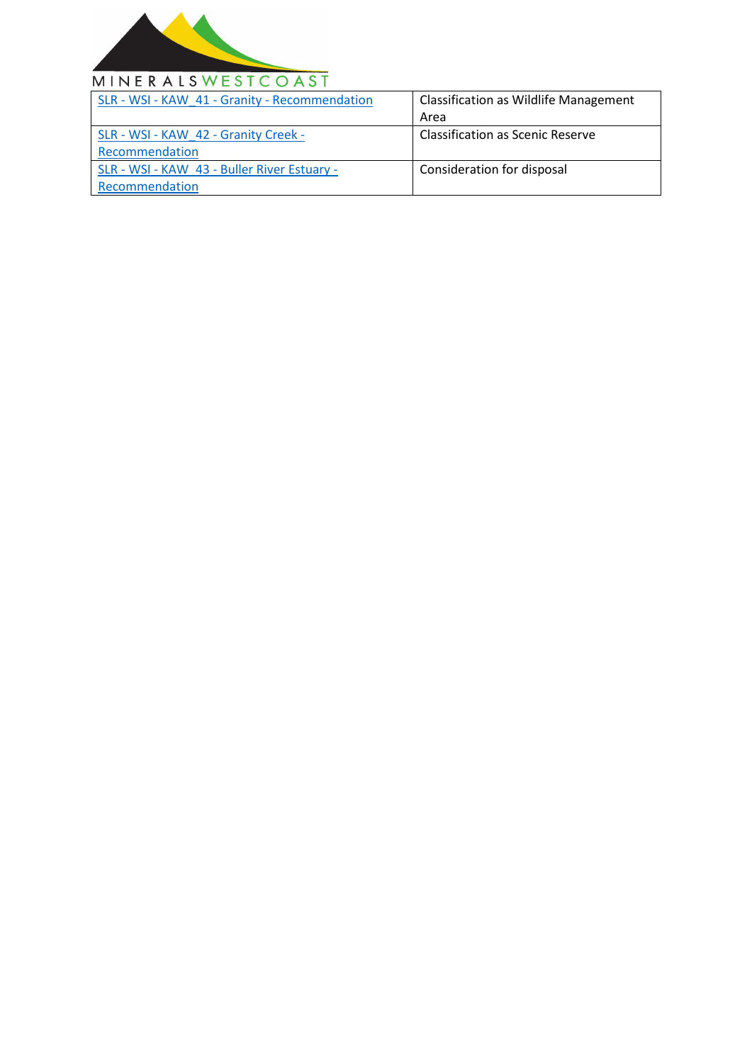| | |
|---|---|
| SLR - WSI - KAW_41 - Granity - Recommendation | Classification as Wildlife Management Area |
| SLR - WSI - KAW_42 - Granity Creek - Recommendation | Classification as Scenic Reserve |
| SLR - WSI - KAW_43 - Buller River Estuary - Recommendation | Consideration for disposal |